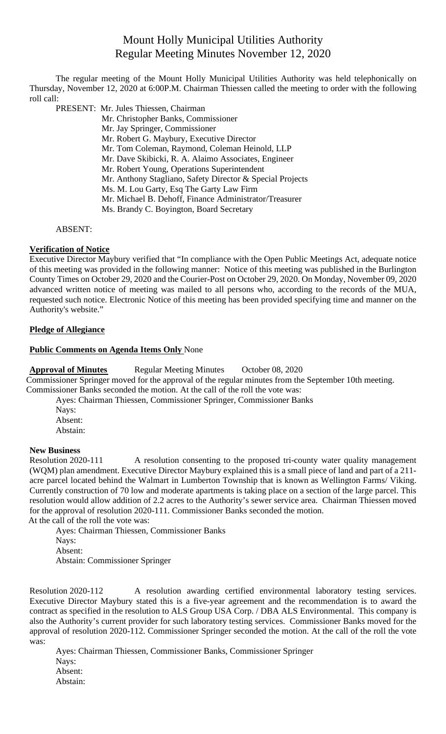# Mount Holly Municipal Utilities Authority
## Regular Meeting Minutes November 12, 2020

The regular meeting of the Mount Holly Municipal Utilities Authority was held telephonically on Thursday, November 12, 2020 at 6:00P.M. Chairman Thiessen called the meeting to order with the following roll call:

PRESENT: Mr. Jules Thiessen, Chairman
Mr. Christopher Banks, Commissioner
Mr. Jay Springer, Commissioner
Mr. Robert G. Maybury, Executive Director
Mr. Tom Coleman, Raymond, Coleman Heinold, LLP
Mr. Dave Skibicki, R. A. Alaimo Associates, Engineer
Mr. Robert Young, Operations Superintendent
Mr. Anthony Stagliano, Safety Director & Special Projects
Ms. M. Lou Garty, Esq The Garty Law Firm
Mr. Michael B. Dehoff, Finance Administrator/Treasurer
Ms. Brandy C. Boyington, Board Secretary

ABSENT:

**Verification of Notice**

Executive Director Maybury verified that "In compliance with the Open Public Meetings Act, adequate notice of this meeting was provided in the following manner: Notice of this meeting was published in the Burlington County Times on October 29, 2020 and the Courier-Post on October 29, 2020. On Monday, November 09, 2020 advanced written notice of meeting was mailed to all persons who, according to the records of the MUA, requested such notice. Electronic Notice of this meeting has been provided specifying time and manner on the Authority's website."

**Pledge of Allegiance**

**Public Comments on Agenda Items Only** None

**Approval of Minutes** Regular Meeting Minutes October 08, 2020

Commissioner Springer moved for the approval of the regular minutes from the September 10th meeting. Commissioner Banks seconded the motion. At the call of the roll the vote was:

Ayes: Chairman Thiessen, Commissioner Springer, Commissioner Banks
Nays:
Absent:
Abstain:

**New Business**

Resolution 2020-111 A resolution consenting to the proposed tri-county water quality management (WQM) plan amendment. Executive Director Maybury explained this is a small piece of land and part of a 211-acre parcel located behind the Walmart in Lumberton Township that is known as Wellington Farms/ Viking. Currently construction of 70 low and moderate apartments is taking place on a section of the large parcel. This resolution would allow addition of 2.2 acres to the Authority's sewer service area. Chairman Thiessen moved for the approval of resolution 2020-111. Commissioner Banks seconded the motion.

At the call of the roll the vote was:

Ayes: Chairman Thiessen, Commissioner Banks
Nays:
Absent:
Abstain: Commissioner Springer

Resolution 2020-112 A resolution awarding certified environmental laboratory testing services. Executive Director Maybury stated this is a five-year agreement and the recommendation is to award the contract as specified in the resolution to ALS Group USA Corp. / DBA ALS Environmental. This company is also the Authority's current provider for such laboratory testing services. Commissioner Banks moved for the approval of resolution 2020-112. Commissioner Springer seconded the motion. At the call of the roll the vote was:

Ayes: Chairman Thiessen, Commissioner Banks, Commissioner Springer
Nays:
Absent:
Abstain: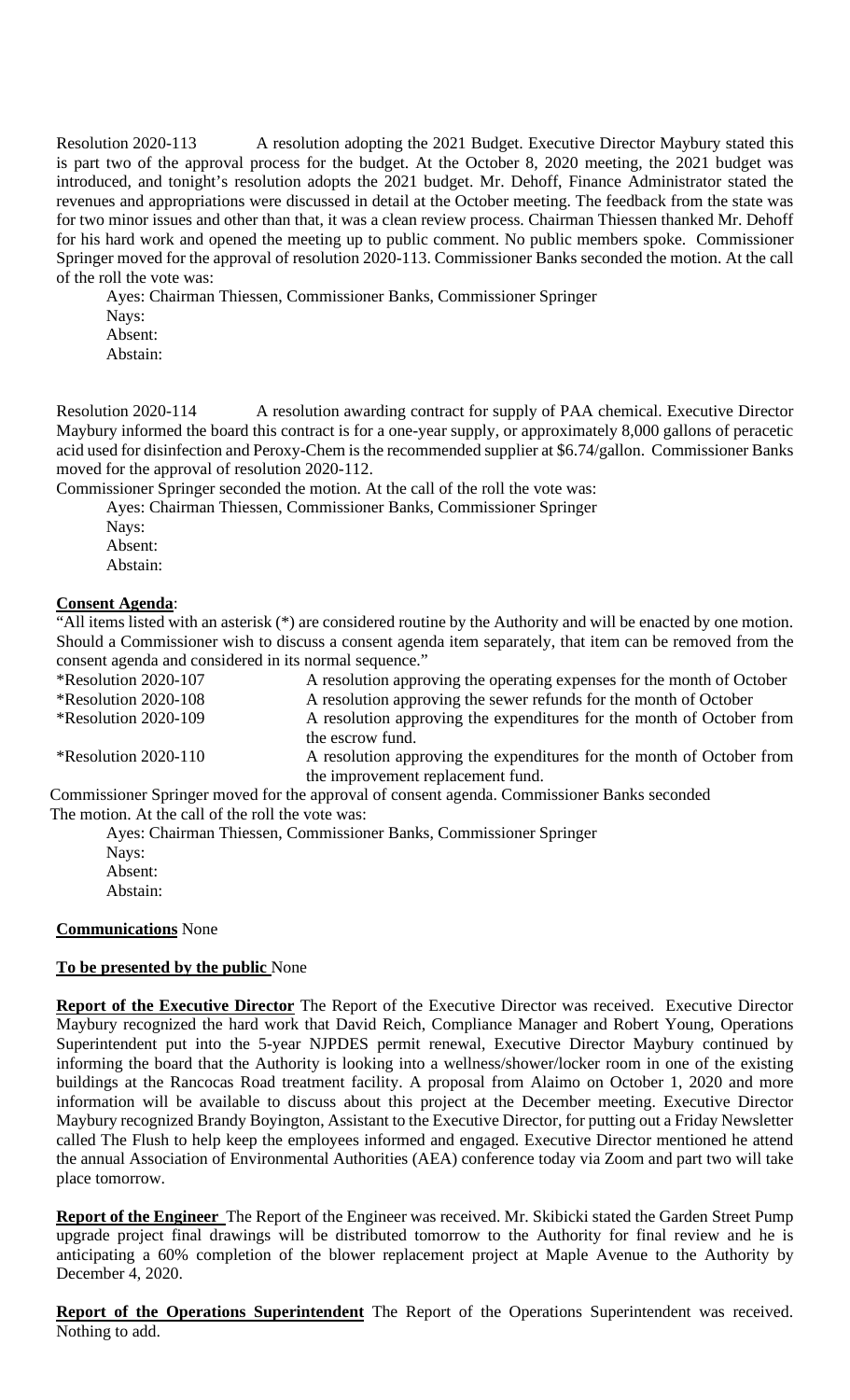Resolution 2020-113 A resolution adopting the 2021 Budget. Executive Director Maybury stated this is part two of the approval process for the budget. At the October 8, 2020 meeting, the 2021 budget was introduced, and tonight's resolution adopts the 2021 budget. Mr. Dehoff, Finance Administrator stated the revenues and appropriations were discussed in detail at the October meeting. The feedback from the state was for two minor issues and other than that, it was a clean review process. Chairman Thiessen thanked Mr. Dehoff for his hard work and opened the meeting up to public comment. No public members spoke. Commissioner Springer moved for the approval of resolution 2020-113. Commissioner Banks seconded the motion. At the call of the roll the vote was:

Ayes: Chairman Thiessen, Commissioner Banks, Commissioner Springer
Nays:
Absent:
Abstain:

Resolution 2020-114 A resolution awarding contract for supply of PAA chemical. Executive Director Maybury informed the board this contract is for a one-year supply, or approximately 8,000 gallons of peracetic acid used for disinfection and Peroxy-Chem is the recommended supplier at $6.74/gallon. Commissioner Banks moved for the approval of resolution 2020-112.

Commissioner Springer seconded the motion. At the call of the roll the vote was:

Ayes: Chairman Thiessen, Commissioner Banks, Commissioner Springer
Nays:
Absent:
Abstain:

**Consent Agenda**:

"All items listed with an asterisk (*) are considered routine by the Authority and will be enacted by one motion. Should a Commissioner wish to discuss a consent agenda item separately, that item can be removed from the consent agenda and considered in its normal sequence."

| | |
|---|---|
| *Resolution 2020-107 | A resolution approving the operating expenses for the month of October |
| *Resolution 2020-108 | A resolution approving the sewer refunds for the month of October |
| *Resolution 2020-109 | A resolution approving the expenditures for the month of October from the escrow fund. |
| *Resolution 2020-110 | A resolution approving the expenditures for the month of October from the improvement replacement fund. |

Commissioner Springer moved for the approval of consent agenda. Commissioner Banks seconded The motion. At the call of the roll the vote was:

Ayes: Chairman Thiessen, Commissioner Banks, Commissioner Springer
Nays:
Absent:
Abstain:

**Communications** None

**To be presented by the public** None

**Report of the Executive Director** The Report of the Executive Director was received. Executive Director Maybury recognized the hard work that David Reich, Compliance Manager and Robert Young, Operations Superintendent put into the 5-year NJPDES permit renewal, Executive Director Maybury continued by informing the board that the Authority is looking into a wellness/shower/locker room in one of the existing buildings at the Rancocas Road treatment facility. A proposal from Alaimo on October 1, 2020 and more information will be available to discuss about this project at the December meeting. Executive Director Maybury recognized Brandy Boyington, Assistant to the Executive Director, for putting out a Friday Newsletter called The Flush to help keep the employees informed and engaged. Executive Director mentioned he attend the annual Association of Environmental Authorities (AEA) conference today via Zoom and part two will take place tomorrow.

**Report of the Engineer** The Report of the Engineer was received. Mr. Skibicki stated the Garden Street Pump upgrade project final drawings will be distributed tomorrow to the Authority for final review and he is anticipating a 60% completion of the blower replacement project at Maple Avenue to the Authority by December 4, 2020.

**Report of the Operations Superintendent** The Report of the Operations Superintendent was received. Nothing to add.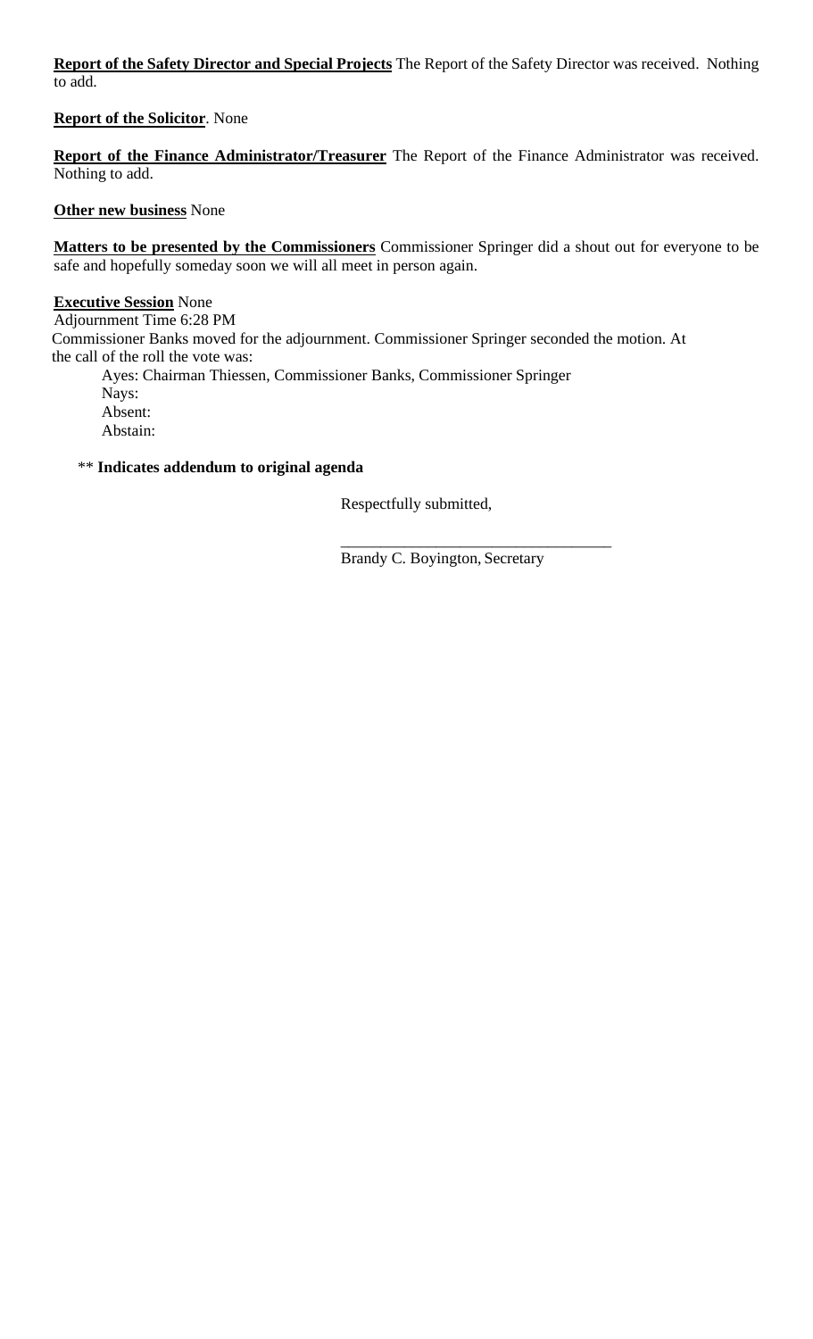**Report of the Safety Director and Special Projects** The Report of the Safety Director was received. Nothing to add.

**Report of the Solicitor**. None

**Report of the Finance Administrator/Treasurer** The Report of the Finance Administrator was received. Nothing to add.

**Other new business** None

**Matters to be presented by the Commissioners** Commissioner Springer did a shout out for everyone to be safe and hopefully someday soon we will all meet in person again.

**Executive Session** None

Adjournment Time 6:28 PM

Commissioner Banks moved for the adjournment. Commissioner Springer seconded the motion. At the call of the roll the vote was:

Ayes: Chairman Thiessen, Commissioner Banks, Commissioner Springer
Nays:
Absent:
Abstain:

** **Indicates addendum to original agenda**

Respectfully submitted,

___________________________________
Brandy C. Boyington, Secretary